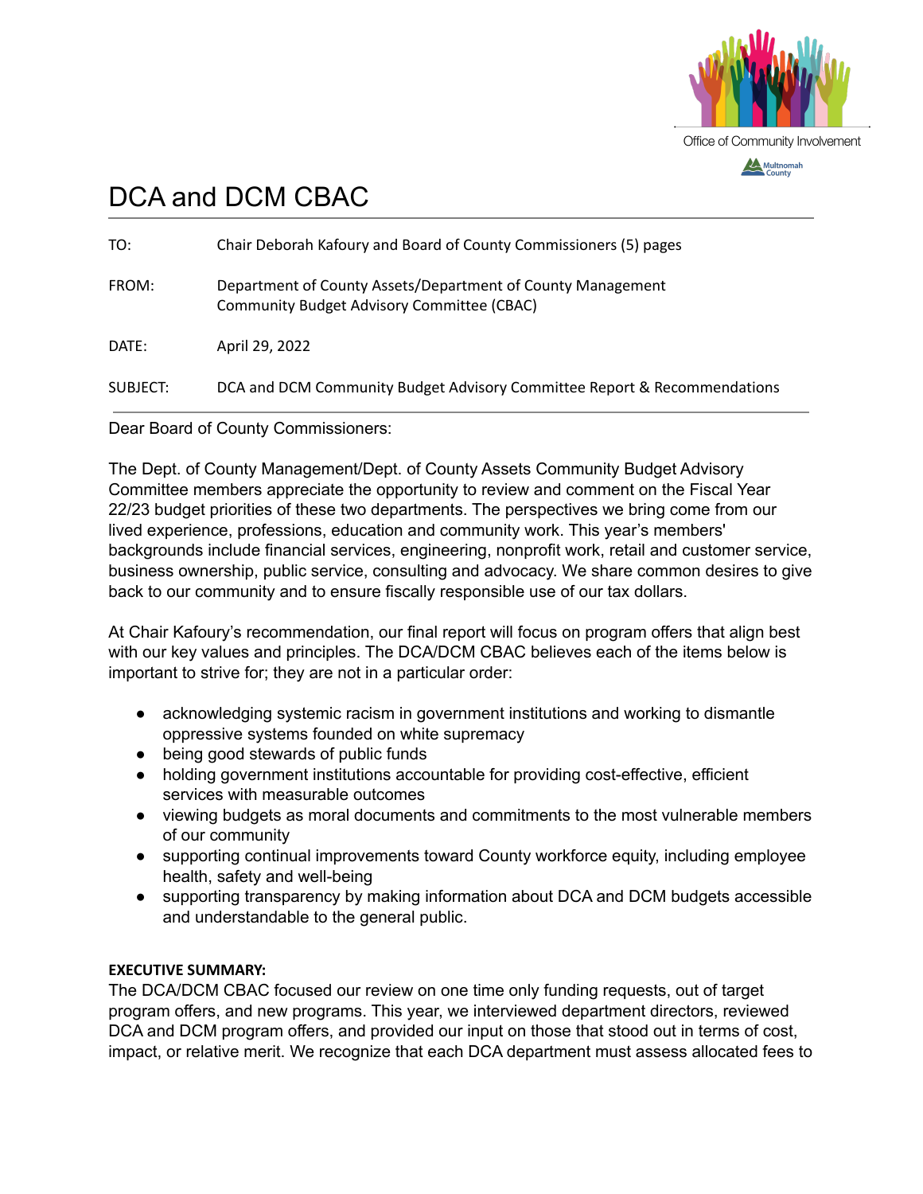Office of Community Involvement

Multnomah County

# DCA and DCM CBAC

| | |
|---|---|
| TO: | Chair Deborah Kafoury and Board of County Commissioners (5) pages |
| FROM: | Department of County Assets/Department of County Management Community Budget Advisory Committee (CBAC) |
| DATE: | April 29, 2022 |
| SUBJECT: | DCA and DCM Community Budget Advisory Committee Report & Recommendations |

Dear Board of County Commissioners:

The Dept. of County Management/Dept. of County Assets Community Budget Advisory Committee members appreciate the opportunity to review and comment on the Fiscal Year 22/23 budget priorities of these two departments. The perspectives we bring come from our lived experience, professions, education and community work. This year's members' backgrounds include financial services, engineering, nonprofit work, retail and customer service, business ownership, public service, consulting and advocacy. We share common desires to give back to our community and to ensure fiscally responsible use of our tax dollars.

At Chair Kafoury's recommendation, our final report will focus on program offers that align best with our key values and principles. The DCA/DCM CBAC believes each of the items below is important to strive for; they are not in a particular order:

- acknowledging systemic racism in government institutions and working to dismantle oppressive systems founded on white supremacy
- being good stewards of public funds
- holding government institutions accountable for providing cost-effective, efficient services with measurable outcomes
- viewing budgets as moral documents and commitments to the most vulnerable members of our community
- supporting continual improvements toward County workforce equity, including employee health, safety and well-being
- supporting transparency by making information about DCA and DCM budgets accessible and understandable to the general public.

**EXECUTIVE SUMMARY:**

The DCA/DCM CBAC focused our review on one time only funding requests, out of target program offers, and new programs. This year, we interviewed department directors, reviewed DCA and DCM program offers, and provided our input on those that stood out in terms of cost, impact, or relative merit. We recognize that each DCA department must assess allocated fees to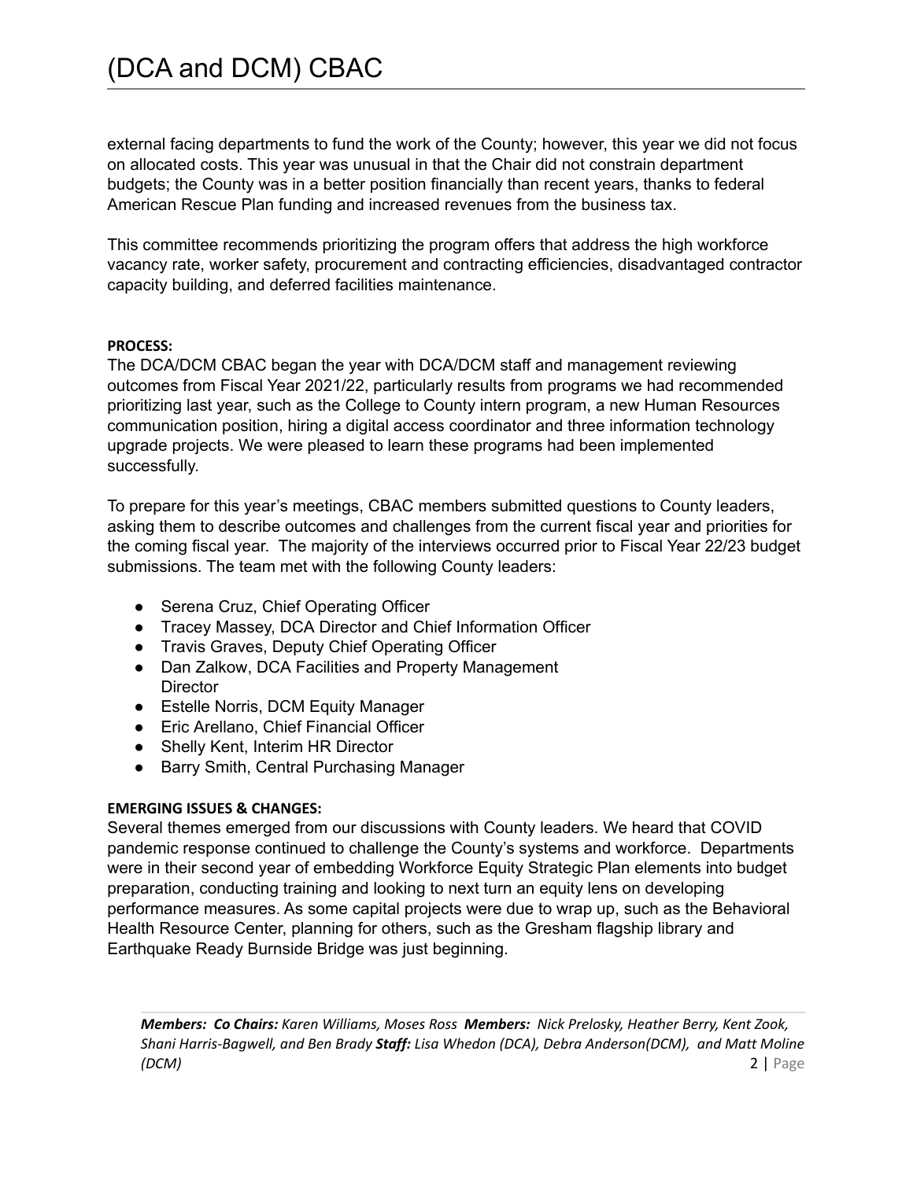external facing departments to fund the work of the County; however, this year we did not focus on allocated costs. This year was unusual in that the Chair did not constrain department budgets; the County was in a better position financially than recent years, thanks to federal American Rescue Plan funding and increased revenues from the business tax.

This committee recommends prioritizing the program offers that address the high workforce vacancy rate, worker safety, procurement and contracting efficiencies, disadvantaged contractor capacity building, and deferred facilities maintenance.

**PROCESS:**

The DCA/DCM CBAC began the year with DCA/DCM staff and management reviewing outcomes from Fiscal Year 2021/22, particularly results from programs we had recommended prioritizing last year, such as the College to County intern program, a new Human Resources communication position, hiring a digital access coordinator and three information technology upgrade projects. We were pleased to learn these programs had been implemented successfully.

To prepare for this year's meetings, CBAC members submitted questions to County leaders, asking them to describe outcomes and challenges from the current fiscal year and priorities for the coming fiscal year. The majority of the interviews occurred prior to Fiscal Year 22/23 budget submissions. The team met with the following County leaders:

- Serena Cruz, Chief Operating Officer
- Tracey Massey, DCA Director and Chief Information Officer
- Travis Graves, Deputy Chief Operating Officer
- Dan Zalkow, DCA Facilities and Property Management Director
- Estelle Norris, DCM Equity Manager
- Eric Arellano, Chief Financial Officer
- Shelly Kent, Interim HR Director
- Barry Smith, Central Purchasing Manager

**EMERGING ISSUES & CHANGES:**

Several themes emerged from our discussions with County leaders. We heard that COVID pandemic response continued to challenge the County's systems and workforce. Departments were in their second year of embedding Workforce Equity Strategic Plan elements into budget preparation, conducting training and looking to next turn an equity lens on developing performance measures. As some capital projects were due to wrap up, such as the Behavioral Health Resource Center, planning for others, such as the Gresham flagship library and Earthquake Ready Burnside Bridge was just beginning.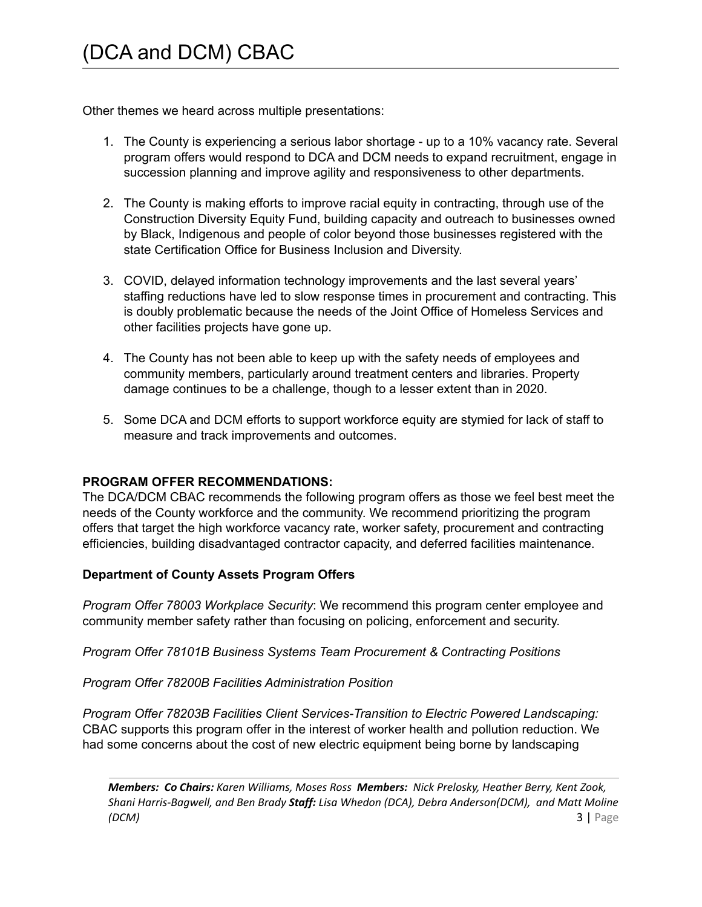Other themes we heard across multiple presentations:

1. The County is experiencing a serious labor shortage - up to a 10% vacancy rate. Several program offers would respond to DCA and DCM needs to expand recruitment, engage in succession planning and improve agility and responsiveness to other departments.

2. The County is making efforts to improve racial equity in contracting, through use of the Construction Diversity Equity Fund, building capacity and outreach to businesses owned by Black, Indigenous and people of color beyond those businesses registered with the state Certification Office for Business Inclusion and Diversity.

3. COVID, delayed information technology improvements and the last several years' staffing reductions have led to slow response times in procurement and contracting. This is doubly problematic because the needs of the Joint Office of Homeless Services and other facilities projects have gone up.

4. The County has not been able to keep up with the safety needs of employees and community members, particularly around treatment centers and libraries. Property damage continues to be a challenge, though to a lesser extent than in 2020.

5. Some DCA and DCM efforts to support workforce equity are stymied for lack of staff to measure and track improvements and outcomes.

**PROGRAM OFFER RECOMMENDATIONS:**

The DCA/DCM CBAC recommends the following program offers as those we feel best meet the needs of the County workforce and the community. We recommend prioritizing the program offers that target the high workforce vacancy rate, worker safety, procurement and contracting efficiencies, building disadvantaged contractor capacity, and deferred facilities maintenance.

**Department of County Assets Program Offers**

*Program Offer 78003 Workplace Security*: We recommend this program center employee and community member safety rather than focusing on policing, enforcement and security.

*Program Offer 78101B Business Systems Team Procurement & Contracting Positions*

*Program Offer 78200B Facilities Administration Position*

*Program Offer 78203B Facilities Client Services-Transition to Electric Powered Landscaping:* CBAC supports this program offer in the interest of worker health and pollution reduction. We had some concerns about the cost of new electric equipment being borne by landscaping

***Members:*** ***Co Chairs:*** *Karen Williams, Moses Ross* ***Members:*** *Nick Prelosky, Heather Berry, Kent Zook, Shani Harris-Bagwell, and Ben Brady* ***Staff:*** *Lisa Whedon (DCA), Debra Anderson(DCM), and Matt Moline (DCM)*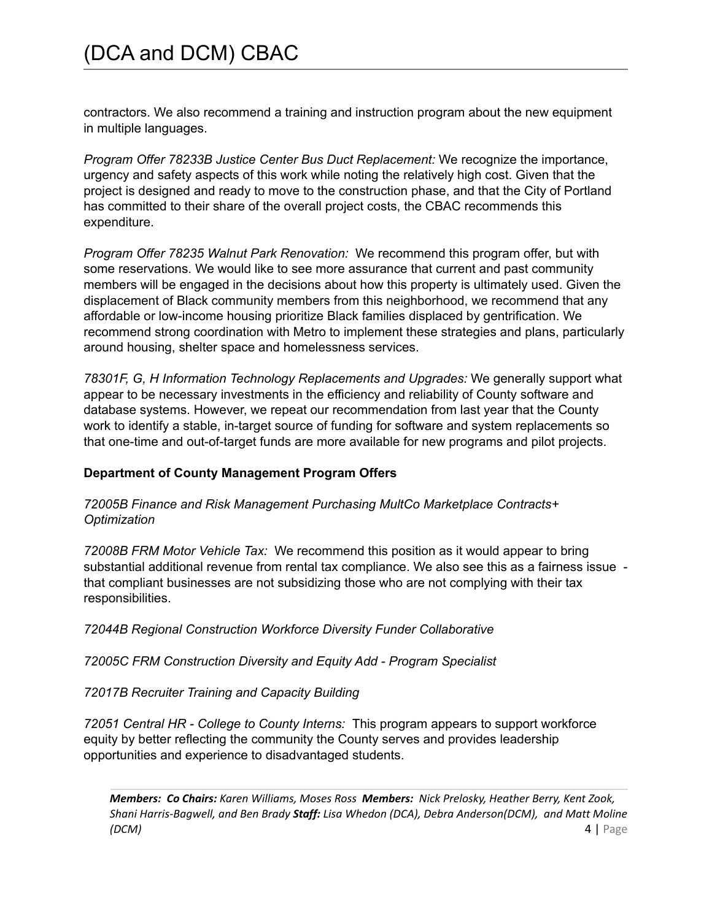contractors. We also recommend a training and instruction program about the new equipment in multiple languages.

*Program Offer 78233B Justice Center Bus Duct Replacement:* We recognize the importance, urgency and safety aspects of this work while noting the relatively high cost. Given that the project is designed and ready to move to the construction phase, and that the City of Portland has committed to their share of the overall project costs, the CBAC recommends this expenditure.

*Program Offer 78235 Walnut Park Renovation:* We recommend this program offer, but with some reservations. We would like to see more assurance that current and past community members will be engaged in the decisions about how this property is ultimately used. Given the displacement of Black community members from this neighborhood, we recommend that any affordable or low-income housing prioritize Black families displaced by gentrification. We recommend strong coordination with Metro to implement these strategies and plans, particularly around housing, shelter space and homelessness services.

*78301F, G, H Information Technology Replacements and Upgrades:* We generally support what appear to be necessary investments in the efficiency and reliability of County software and database systems. However, we repeat our recommendation from last year that the County work to identify a stable, in-target source of funding for software and system replacements so that one-time and out-of-target funds are more available for new programs and pilot projects.

**Department of County Management Program Offers**

*72005B Finance and Risk Management Purchasing MultCo Marketplace Contracts+ Optimization*

*72008B FRM Motor Vehicle Tax:* We recommend this position as it would appear to bring substantial additional revenue from rental tax compliance. We also see this as a fairness issue - that compliant businesses are not subsidizing those who are not complying with their tax responsibilities.

*72044B Regional Construction Workforce Diversity Funder Collaborative*

*72005C FRM Construction Diversity and Equity Add - Program Specialist*

*72017B Recruiter Training and Capacity Building*

*72051 Central HR - College to County Interns:* This program appears to support workforce equity by better reflecting the community the County serves and provides leadership opportunities and experience to disadvantaged students.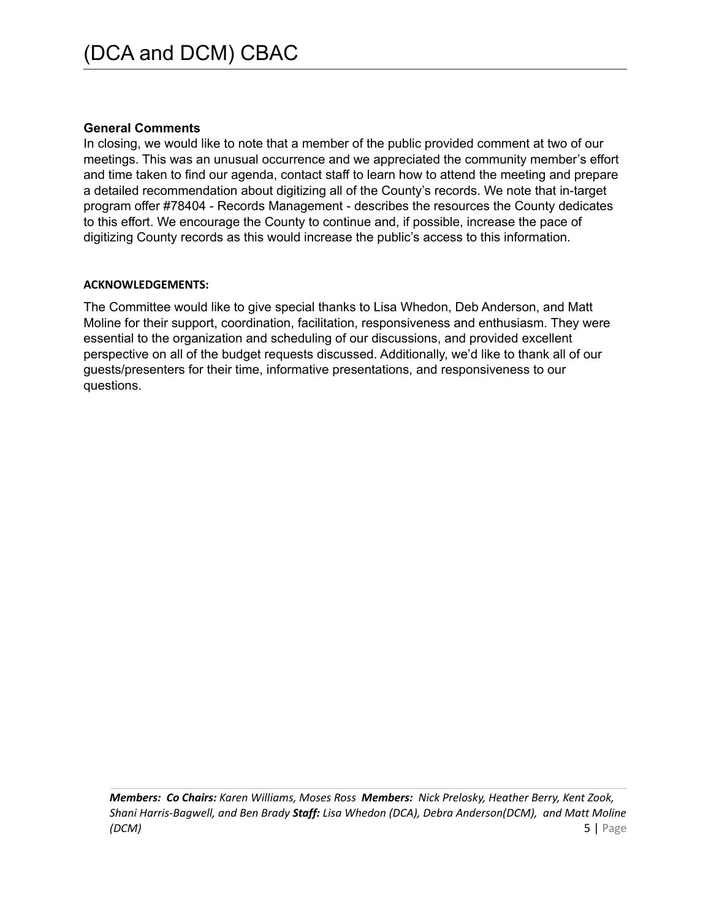**General Comments**

In closing, we would like to note that a member of the public provided comment at two of our meetings. This was an unusual occurrence and we appreciated the community member's effort and time taken to find our agenda, contact staff to learn how to attend the meeting and prepare a detailed recommendation about digitizing all of the County's records. We note that in-target program offer #78404 - Records Management - describes the resources the County dedicates to this effort. We encourage the County to continue and, if possible, increase the pace of digitizing County records as this would increase the public's access to this information.

**ACKNOWLEDGEMENTS:**

The Committee would like to give special thanks to Lisa Whedon, Deb Anderson, and Matt Moline for their support, coordination, facilitation, responsiveness and enthusiasm. They were essential to the organization and scheduling of our discussions, and provided excellent perspective on all of the budget requests discussed. Additionally, we'd like to thank all of our guests/presenters for their time, informative presentations, and responsiveness to our questions.